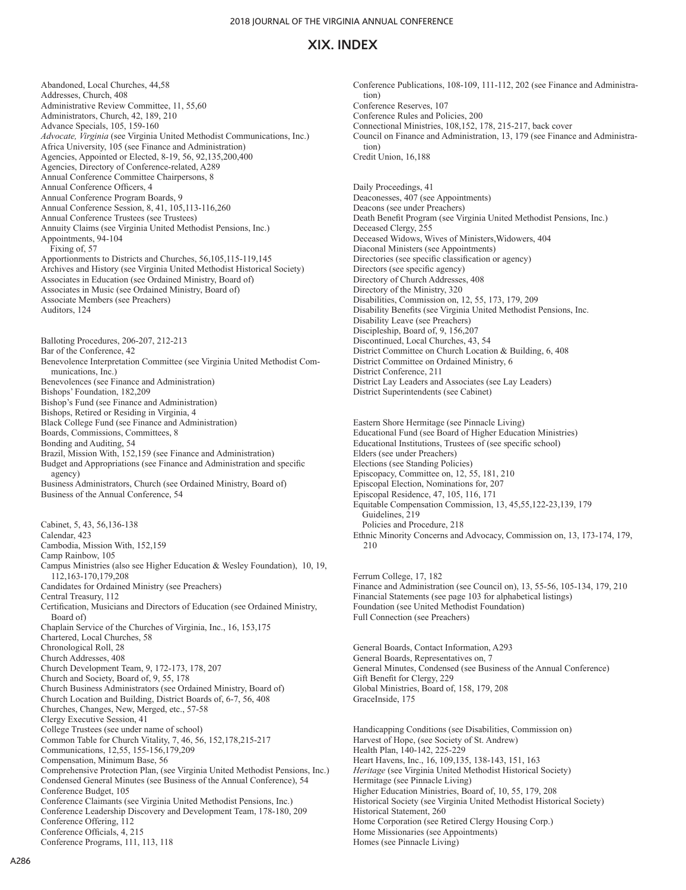# XIX. INDEX

Abandoned, Local Churches, 44,58
Addresses, Church, 408
Administrative Review Committee, 11, 55,60
Administrators, Church, 42, 189, 210
Advance Specials, 105, 159-160
*Advocate, Virginia* (see Virginia United Methodist Communications, Inc.)
Africa University, 105 (see Finance and Administration)
Agencies, Appointed or Elected, 8-19, 56, 92,135,200,400
Agencies, Directory of Conference-related, A289
Annual Conference Committee Chairpersons, 8
Annual Conference Officers, 4
Annual Conference Program Boards, 9
Annual Conference Session, 8, 41, 105,113-116,260
Annual Conference Trustees (see Trustees)
Annuity Claims (see Virginia United Methodist Pensions, Inc.)
Appointments, 94-104
  Fixing of, 57
Apportionments to Districts and Churches, 56,105,115-119,145
Archives and History (see Virginia United Methodist Historical Society)
Associates in Education (see Ordained Ministry, Board of)
Associates in Music (see Ordained Ministry, Board of)
Associate Members (see Preachers)
Auditors, 124

Balloting Procedures, 206-207, 212-213
Bar of the Conference, 42
Benevolence Interpretation Committee (see Virginia United Methodist Communications, Inc.)
Benevolences (see Finance and Administration)
Bishops' Foundation, 182,209
Bishop's Fund (see Finance and Administration)
Bishops, Retired or Residing in Virginia, 4
Black College Fund (see Finance and Administration)
Boards, Commissions, Committees, 8
Bonding and Auditing, 54
Brazil, Mission With, 152,159 (see Finance and Administration)
Budget and Appropriations (see Finance and Administration and specific agency)
Business Administrators, Church (see Ordained Ministry, Board of)
Business of the Annual Conference, 54

Cabinet, 5, 43, 56,136-138
Calendar, 423
Cambodia, Mission With, 152,159
Camp Rainbow, 105
Campus Ministries (also see Higher Education & Wesley Foundation), 10, 19, 112,163-170,179,208
Candidates for Ordained Ministry (see Preachers)
Central Treasury, 112
Certification, Musicians and Directors of Education (see Ordained Ministry, Board of)
Chaplain Service of the Churches of Virginia, Inc., 16, 153,175
Chartered, Local Churches, 58
Chronological Roll, 28
Church Addresses, 408
Church Development Team, 9, 172-173, 178, 207
Church and Society, Board of, 9, 55, 178
Church Business Administrators (see Ordained Ministry, Board of)
Church Location and Building, District Boards of, 6-7, 56, 408
Churches, Changes, New, Merged, etc., 57-58
Clergy Executive Session, 41
College Trustees (see under name of school)
Common Table for Church Vitality, 7, 46, 56, 152,178,215-217
Communications, 12,55, 155-156,179,209
Compensation, Minimum Base, 56
Comprehensive Protection Plan, (see Virginia United Methodist Pensions, Inc.)
Condensed General Minutes (see Business of the Annual Conference), 54
Conference Budget, 105
Conference Claimants (see Virginia United Methodist Pensions, Inc.)
Conference Leadership Discovery and Development Team, 178-180, 209
Conference Offering, 112
Conference Officials, 4, 215
Conference Programs, 111, 113, 118
Conference Publications, 108-109, 111-112, 202 (see Finance and Administration)
Conference Reserves, 107
Conference Rules and Policies, 200
Connectional Ministries, 108,152, 178, 215-217, back cover
Council on Finance and Administration, 13, 179 (see Finance and Administration)
Credit Union, 16,188

Daily Proceedings, 41
Deaconesses, 407 (see Appointments)
Deacons (see under Preachers)
Death Benefit Program (see Virginia United Methodist Pensions, Inc.)
Deceased Clergy, 255
Deceased Widows, Wives of Ministers,Widowers, 404
Diaconal Ministers (see Appointments)
Directories (see specific classification or agency)
Directors (see specific agency)
Directory of Church Addresses, 408
Directory of the Ministry, 320
Disabilities, Commission on, 12, 55, 173, 179, 209
Disability Benefits (see Virginia United Methodist Pensions, Inc.
Disability Leave (see Preachers)
Discipleship, Board of, 9, 156,207
Discontinued, Local Churches, 43, 54
District Committee on Church Location & Building, 6, 408
District Committee on Ordained Ministry, 6
District Conference, 211
District Lay Leaders and Associates (see Lay Leaders)
District Superintendents (see Cabinet)

Eastern Shore Hermitage (see Pinnacle Living)
Educational Fund (see Board of Higher Education Ministries)
Educational Institutions, Trustees of (see specific school)
Elders (see under Preachers)
Elections (see Standing Policies)
Episcopacy, Committee on, 12, 55, 181, 210
Episcopal Election, Nominations for, 207
Episcopal Residence, 47, 105, 116, 171
Equitable Compensation Commission, 13, 45,55,122-23,139, 179
  Guidelines, 219
  Policies and Procedure, 218
Ethnic Minority Concerns and Advocacy, Commission on, 13, 173-174, 179, 210

Ferrum College, 17, 182
Finance and Administration (see Council on), 13, 55-56, 105-134, 179, 210
Financial Statements (see page 103 for alphabetical listings)
Foundation (see United Methodist Foundation)
Full Connection (see Preachers)

General Boards, Contact Information, A293
General Boards, Representatives on, 7
General Minutes, Condensed (see Business of the Annual Conference)
Gift Benefit for Clergy, 229
Global Ministries, Board of, 158, 179, 208
GraceInside, 175

Handicapping Conditions (see Disabilities, Commission on)
Harvest of Hope, (see Society of St. Andrew)
Health Plan, 140-142, 225-229
Heart Havens, Inc., 16, 109,135, 138-143, 151, 163
*Heritage* (see Virginia United Methodist Historical Society)
Hermitage (see Pinnacle Living)
Higher Education Ministries, Board of, 10, 55, 179, 208
Historical Society (see Virginia United Methodist Historical Society)
Historical Statement, 260
Home Corporation (see Retired Clergy Housing Corp.)
Home Missionaries (see Appointments)
Homes (see Pinnacle Living)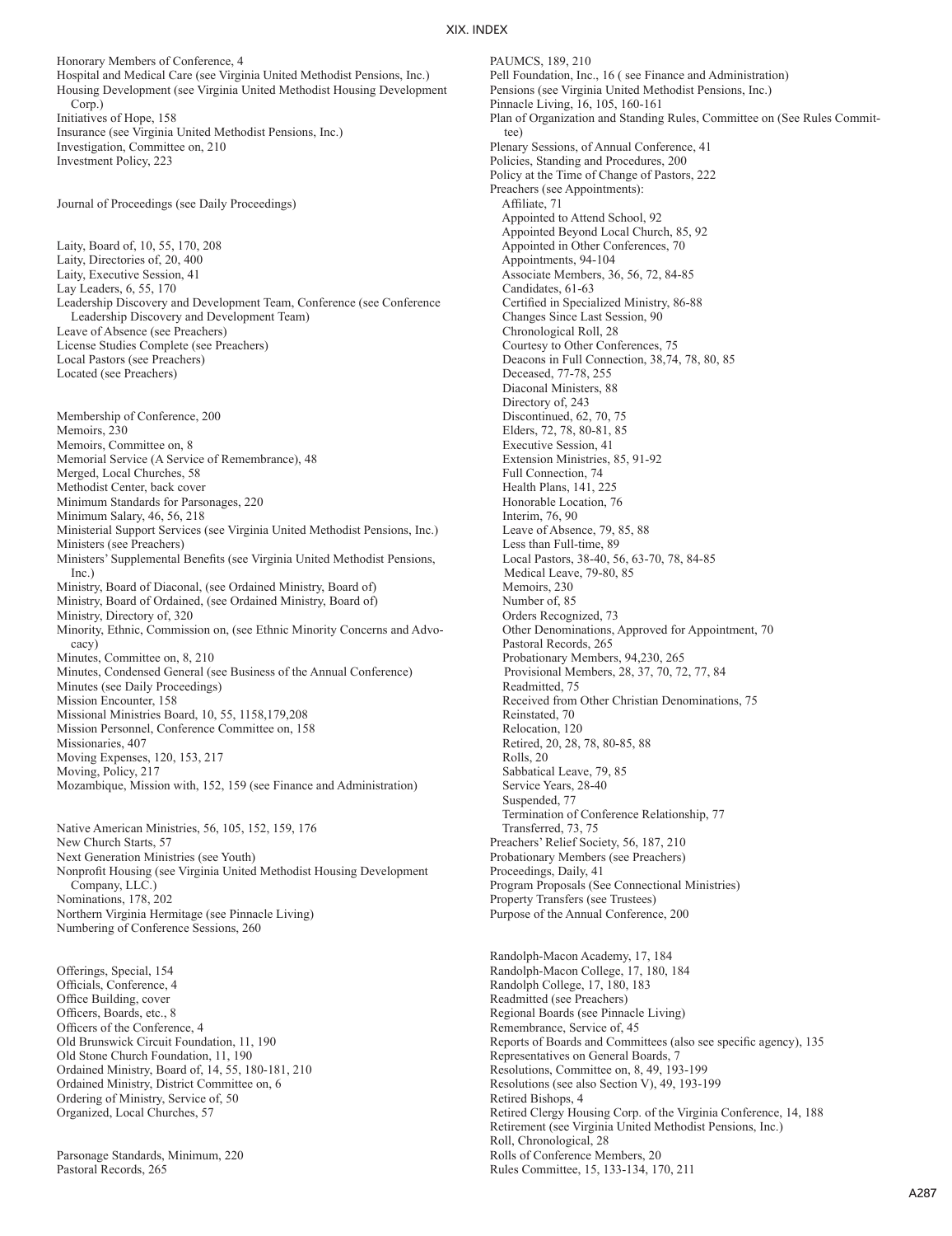# XIX. INDEX

Honorary Members of Conference, 4
Hospital and Medical Care (see Virginia United Methodist Pensions, Inc.)
Housing Development (see Virginia United Methodist Housing Development Corp.)
Initiatives of Hope, 158
Insurance (see Virginia United Methodist Pensions, Inc.)
Investigation, Committee on, 210
Investment Policy, 223

Journal of Proceedings (see Daily Proceedings)

Laity, Board of, 10, 55, 170, 208
Laity, Directories of, 20, 400
Laity, Executive Session, 41
Lay Leaders, 6, 55, 170
Leadership Discovery and Development Team, Conference (see Conference Leadership Discovery and Development Team)
Leave of Absence (see Preachers)
License Studies Complete (see Preachers)
Local Pastors (see Preachers)
Located (see Preachers)

Membership of Conference, 200
Memoirs, 230
Memoirs, Committee on, 8
Memorial Service (A Service of Remembrance), 48
Merged, Local Churches, 58
Methodist Center, back cover
Minimum Standards for Parsonages, 220
Minimum Salary, 46, 56, 218
Ministerial Support Services (see Virginia United Methodist Pensions, Inc.)
Ministers (see Preachers)
Ministers' Supplemental Benefits (see Virginia United Methodist Pensions, Inc.)
Ministry, Board of Diaconal, (see Ordained Ministry, Board of)
Ministry, Board of Ordained, (see Ordained Ministry, Board of)
Ministry, Directory of, 320
Minority, Ethnic, Commission on, (see Ethnic Minority Concerns and Advocacy)
Minutes, Committee on, 8, 210
Minutes, Condensed General (see Business of the Annual Conference)
Minutes (see Daily Proceedings)
Mission Encounter, 158
Missional Ministries Board, 10, 55, 1158,179,208
Mission Personnel, Conference Committee on, 158
Missionaries, 407
Moving Expenses, 120, 153, 217
Moving, Policy, 217
Mozambique, Mission with, 152, 159 (see Finance and Administration)

Native American Ministries, 56, 105, 152, 159, 176
New Church Starts, 57
Next Generation Ministries (see Youth)
Nonprofit Housing (see Virginia United Methodist Housing Development Company, LLC.)
Nominations, 178, 202
Northern Virginia Hermitage (see Pinnacle Living)
Numbering of Conference Sessions, 260

Offerings, Special, 154
Officials, Conference, 4
Office Building, cover
Officers, Boards, etc., 8
Officers of the Conference, 4
Old Brunswick Circuit Foundation, 11, 190
Old Stone Church Foundation, 11, 190
Ordained Ministry, Board of, 14, 55, 180-181, 210
Ordained Ministry, District Committee on, 6
Ordering of Ministry, Service of, 50
Organized, Local Churches, 57

Parsonage Standards, Minimum, 220
Pastoral Records, 265

PAUMCS, 189, 210
Pell Foundation, Inc., 16 ( see Finance and Administration)
Pensions (see Virginia United Methodist Pensions, Inc.)
Pinnacle Living, 16, 105, 160-161
Plan of Organization and Standing Rules, Committee on (See Rules Committee)
Plenary Sessions, of Annual Conference, 41
Policies, Standing and Procedures, 200
Policy at the Time of Change of Pastors, 222
Preachers (see Appointments):
- Affiliate, 71
- Appointed to Attend School, 92
- Appointed Beyond Local Church, 85, 92
- Appointed in Other Conferences, 70
- Appointments, 94-104
- Associate Members, 36, 56, 72, 84-85
- Candidates, 61-63
- Certified in Specialized Ministry, 86-88
- Changes Since Last Session, 90
- Chronological Roll, 28
- Courtesy to Other Conferences, 75
- Deacons in Full Connection, 38,74, 78, 80, 85
- Deceased, 77-78, 255
- Diaconal Ministers, 88
- Directory of, 243
- Discontinued, 62, 70, 75
- Elders, 72, 78, 80-81, 85
- Executive Session, 41
- Extension Ministries, 85, 91-92
- Full Connection, 74
- Health Plans, 141, 225
- Honorable Location, 76
- Interim, 76, 90
- Leave of Absence, 79, 85, 88
- Less than Full-time, 89
- Local Pastors, 38-40, 56, 63-70, 78, 84-85
- Medical Leave, 79-80, 85
- Memoirs, 230
- Number of, 85
- Orders Recognized, 73
- Other Denominations, Approved for Appointment, 70
- Pastoral Records, 265
- Probationary Members, 94,230, 265
- Provisional Members, 28, 37, 70, 72, 77, 84
- Readmitted, 75
- Received from Other Christian Denominations, 75
- Reinstated, 70
- Relocation, 120
- Retired, 20, 28, 78, 80-85, 88
- Rolls, 20
- Sabbatical Leave, 79, 85
- Service Years, 28-40
- Suspended, 77
- Termination of Conference Relationship, 77
- Transferred, 73, 75

Preachers' Relief Society, 56, 187, 210
Probationary Members (see Preachers)
Proceedings, Daily, 41
Program Proposals (See Connectional Ministries)
Property Transfers (see Trustees)
Purpose of the Annual Conference, 200

Randolph-Macon Academy, 17, 184
Randolph-Macon College, 17, 180, 184
Randolph College, 17, 180, 183
Readmitted (see Preachers)
Regional Boards (see Pinnacle Living)
Remembrance, Service of, 45
Reports of Boards and Committees (also see specific agency), 135
Representatives on General Boards, 7
Resolutions, Committee on, 8, 49, 193-199
Resolutions (see also Section V), 49, 193-199
Retired Bishops, 4
Retired Clergy Housing Corp. of the Virginia Conference, 14, 188
Retirement (see Virginia United Methodist Pensions, Inc.)
Roll, Chronological, 28
Rolls of Conference Members, 20
Rules Committee, 15, 133-134, 170, 211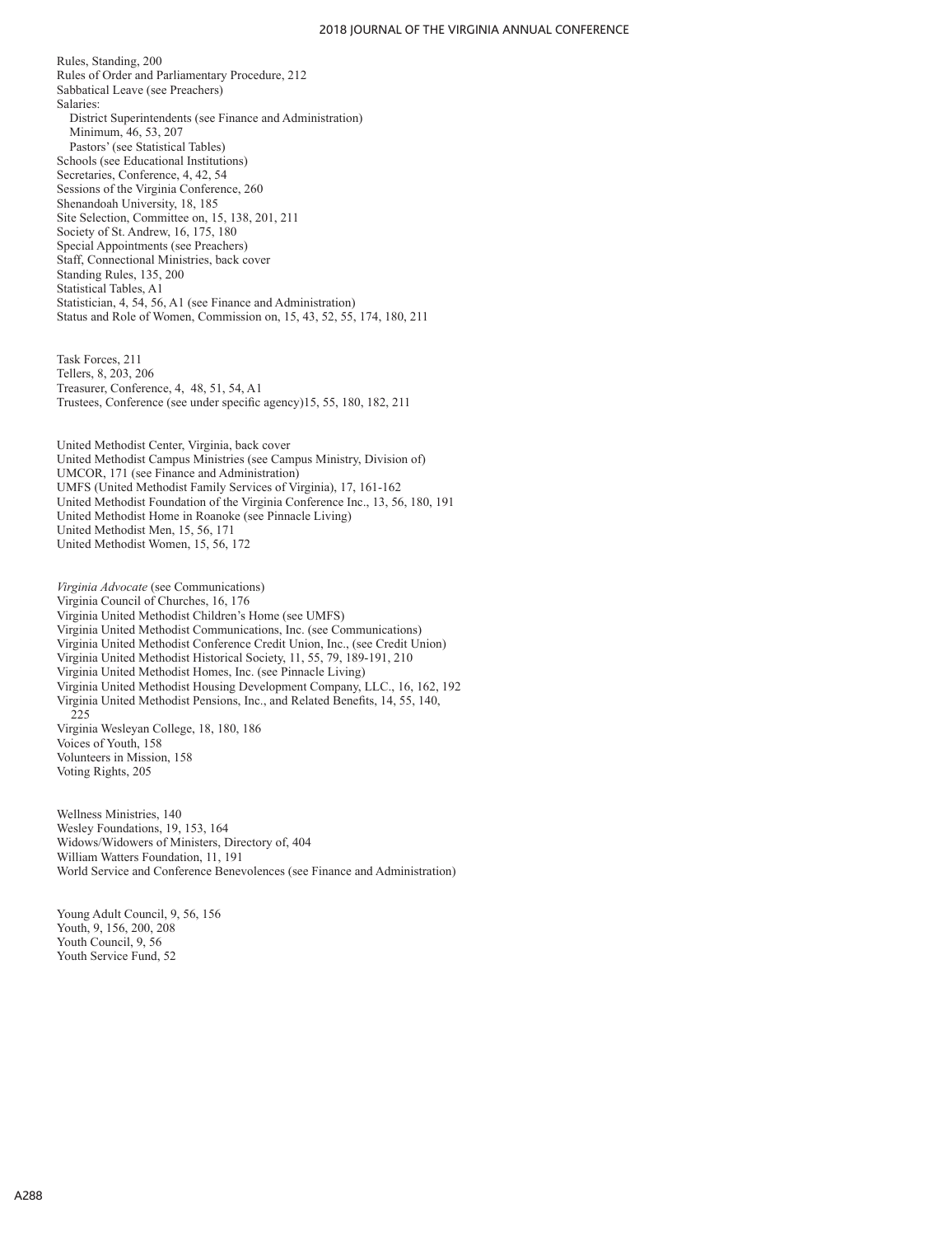Rules, Standing, 200
Rules of Order and Parliamentary Procedure, 212
Sabbatical Leave (see Preachers)
Salaries:
  District Superintendents (see Finance and Administration)
  Minimum, 46, 53, 207
  Pastors' (see Statistical Tables)
Schools (see Educational Institutions)
Secretaries, Conference, 4, 42, 54
Sessions of the Virginia Conference, 260
Shenandoah University, 18, 185
Site Selection, Committee on, 15, 138, 201, 211
Society of St. Andrew, 16, 175, 180
Special Appointments (see Preachers)
Staff, Connectional Ministries, back cover
Standing Rules, 135, 200
Statistical Tables, A1
Statistician, 4, 54, 56, A1 (see Finance and Administration)
Status and Role of Women, Commission on, 15, 43, 52, 55, 174, 180, 211

Task Forces, 211
Tellers, 8, 203, 206
Treasurer, Conference, 4, 48, 51, 54, A1
Trustees, Conference (see under specific agency)15, 55, 180, 182, 211

United Methodist Center, Virginia, back cover
United Methodist Campus Ministries (see Campus Ministry, Division of)
UMCOR, 171 (see Finance and Administration)
UMFS (United Methodist Family Services of Virginia), 17, 161-162
United Methodist Foundation of the Virginia Conference Inc., 13, 56, 180, 191
United Methodist Home in Roanoke (see Pinnacle Living)
United Methodist Men, 15, 56, 171
United Methodist Women, 15, 56, 172

*Virginia Advocate* (see Communications)
Virginia Council of Churches, 16, 176
Virginia United Methodist Children's Home (see UMFS)
Virginia United Methodist Communications, Inc. (see Communications)
Virginia United Methodist Conference Credit Union, Inc., (see Credit Union)
Virginia United Methodist Historical Society, 11, 55, 79, 189-191, 210
Virginia United Methodist Homes, Inc. (see Pinnacle Living)
Virginia United Methodist Housing Development Company, LLC., 16, 162, 192
Virginia United Methodist Pensions, Inc., and Related Benefits, 14, 55, 140, 225
Virginia Wesleyan College, 18, 180, 186
Voices of Youth, 158
Volunteers in Mission, 158
Voting Rights, 205

Wellness Ministries, 140
Wesley Foundations, 19, 153, 164
Widows/Widowers of Ministers, Directory of, 404
William Watters Foundation, 11, 191
World Service and Conference Benevolences (see Finance and Administration)

Young Adult Council, 9, 56, 156
Youth, 9, 156, 200, 208
Youth Council, 9, 56
Youth Service Fund, 52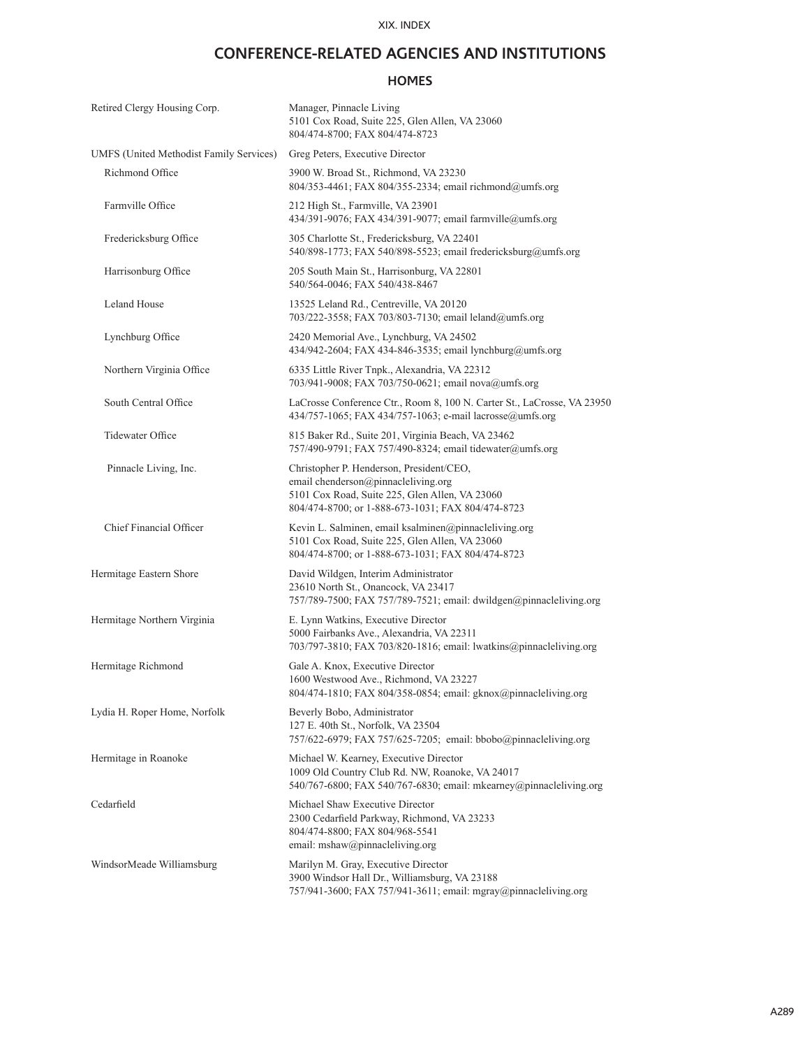## CONFERENCE-RELATED AGENCIES AND INSTITUTIONS

### HOMES

| | |
|---|---|
| Retired Clergy Housing Corp. | Manager, Pinnacle Living<br>5101 Cox Road, Suite 225, Glen Allen, VA 23060<br>804/474-8700; FAX 804/474-8723 |
| UMFS (United Methodist Family Services) | Greg Peters, Executive Director |
| Richmond Office | 3900 W. Broad St., Richmond, VA 23230<br>804/353-4461; FAX 804/355-2334; email richmond@umfs.org |
| Farmville Office | 212 High St., Farmville, VA 23901<br>434/391-9076; FAX 434/391-9077; email farmville@umfs.org |
| Fredericksburg Office | 305 Charlotte St., Fredericksburg, VA 22401<br>540/898-1773; FAX 540/898-5523; email fredericksburg@umfs.org |
| Harrisonburg Office | 205 South Main St., Harrisonburg, VA 22801<br>540/564-0046; FAX 540/438-8467 |
| Leland House | 13525 Leland Rd., Centreville, VA 20120<br>703/222-3558; FAX 703/803-7130; email leland@umfs.org |
| Lynchburg Office | 2420 Memorial Ave., Lynchburg, VA 24502<br>434/942-2604; FAX 434-846-3535; email lynchburg@umfs.org |
| Northern Virginia Office | 6335 Little River Tnpk., Alexandria, VA 22312<br>703/941-9008; FAX 703/750-0621; email nova@umfs.org |
| South Central Office | LaCrosse Conference Ctr., Room 8, 100 N. Carter St., LaCrosse, VA 23950<br>434/757-1065; FAX 434/757-1063; e-mail lacrosse@umfs.org |
| Tidewater Office | 815 Baker Rd., Suite 201, Virginia Beach, VA 23462<br>757/490-9791; FAX 757/490-8324; email tidewater@umfs.org |
| Pinnacle Living, Inc. | Christopher P. Henderson, President/CEO,<br>email chenderson@pinnacleliving.org<br>5101 Cox Road, Suite 225, Glen Allen, VA 23060<br>804/474-8700; or 1-888-673-1031; FAX 804/474-8723 |
| Chief Financial Officer | Kevin L. Salminen, email ksalminen@pinnacleliving.org<br>5101 Cox Road, Suite 225, Glen Allen, VA 23060<br>804/474-8700; or 1-888-673-1031; FAX 804/474-8723 |
| Hermitage Eastern Shore | David Wildgen, Interim Administrator<br>23610 North St., Onancock, VA 23417<br>757/789-7500; FAX 757/789-7521; email: dwildgen@pinnacleliving.org |
| Hermitage Northern Virginia | E. Lynn Watkins, Executive Director<br>5000 Fairbanks Ave., Alexandria, VA 22311<br>703/797-3810; FAX 703/820-1816; email: lwatkins@pinnacleliving.org |
| Hermitage Richmond | Gale A. Knox, Executive Director<br>1600 Westwood Ave., Richmond, VA 23227<br>804/474-1810; FAX 804/358-0854; email: gknox@pinnacleliving.org |
| Lydia H. Roper Home, Norfolk | Beverly Bobo, Administrator<br>127 E. 40th St., Norfolk, VA 23504<br>757/622-6979; FAX 757/625-7205; email: bbobo@pinnacleliving.org |
| Hermitage in Roanoke | Michael W. Kearney, Executive Director<br>1009 Old Country Club Rd. NW, Roanoke, VA 24017<br>540/767-6800; FAX 540/767-6830; email: mkearney@pinnacleliving.org |
| Cedarfield | Michael Shaw Executive Director<br>2300 Cedarfield Parkway, Richmond, VA 23233<br>804/474-8800; FAX 804/968-5541<br>email: mshaw@pinnacleliving.org |
| WindsorMeade Williamsburg | Marilyn M. Gray, Executive Director<br>3900 Windsor Hall Dr., Williamsburg, VA 23188<br>757/941-3600; FAX 757/941-3611; email: mgray@pinnacleliving.org |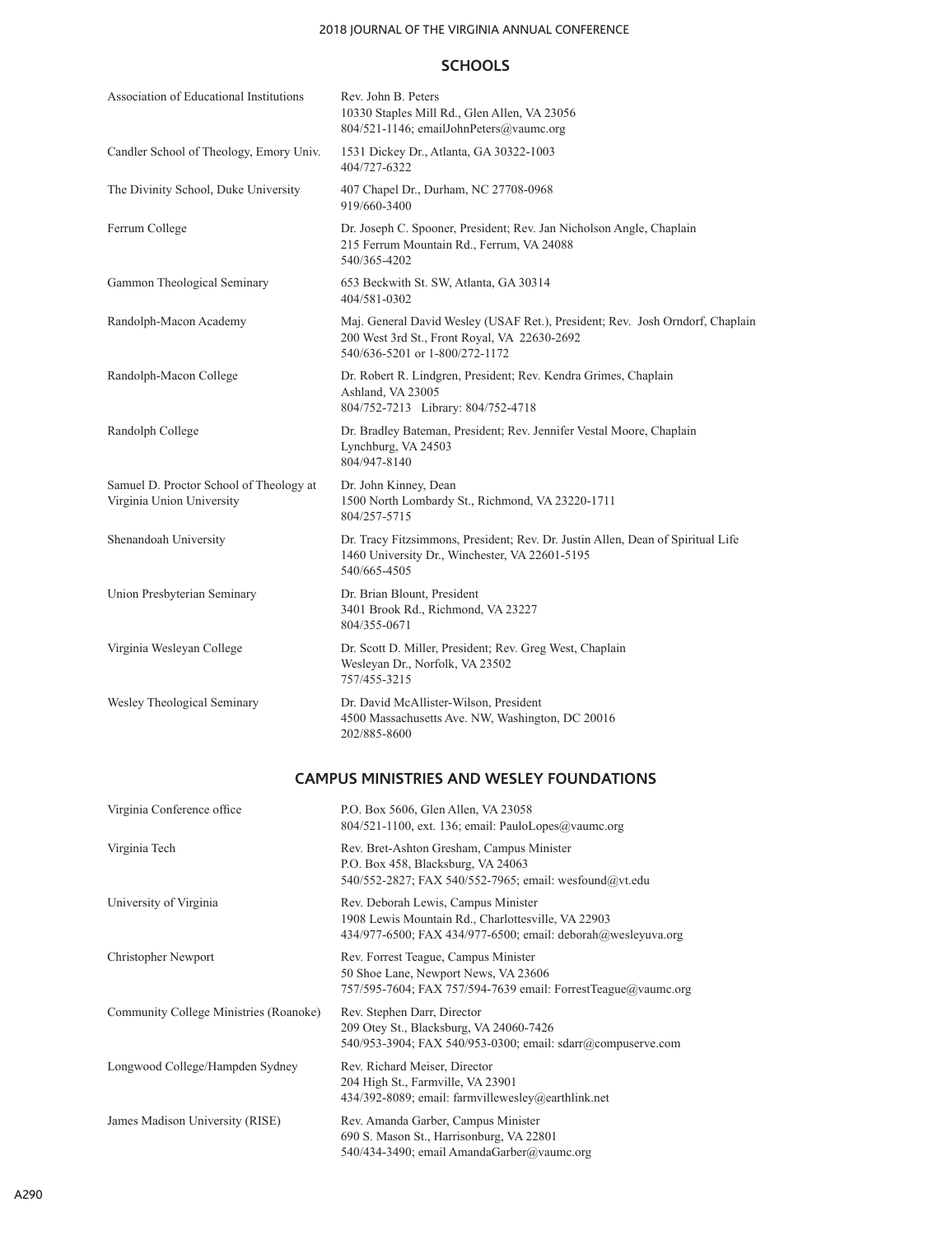## SCHOOLS

| | |
|---|---|
| Association of Educational Institutions | Rev. John B. Peters<br>10330 Staples Mill Rd., Glen Allen, VA 23056<br>804/521-1146; emailJohnPeters@vaumc.org |
| Candler School of Theology, Emory Univ. | 1531 Dickey Dr., Atlanta, GA 30322-1003<br>404/727-6322 |
| The Divinity School, Duke University | 407 Chapel Dr., Durham, NC 27708-0968<br>919/660-3400 |
| Ferrum College | Dr. Joseph C. Spooner, President; Rev. Jan Nicholson Angle, Chaplain<br>215 Ferrum Mountain Rd., Ferrum, VA 24088<br>540/365-4202 |
| Gammon Theological Seminary | 653 Beckwith St. SW, Atlanta, GA 30314<br>404/581-0302 |
| Randolph-Macon Academy | Maj. General David Wesley (USAF Ret.), President; Rev. Josh Orndorf, Chaplain<br>200 West 3rd St., Front Royal, VA 22630-2692<br>540/636-5201 or 1-800/272-1172 |
| Randolph-Macon College | Dr. Robert R. Lindgren, President; Rev. Kendra Grimes, Chaplain<br>Ashland, VA 23005<br>804/752-7213 Library: 804/752-4718 |
| Randolph College | Dr. Bradley Bateman, President; Rev. Jennifer Vestal Moore, Chaplain<br>Lynchburg, VA 24503<br>804/947-8140 |
| Samuel D. Proctor School of Theology at Virginia Union University | Dr. John Kinney, Dean<br>1500 North Lombardy St., Richmond, VA 23220-1711<br>804/257-5715 |
| Shenandoah University | Dr. Tracy Fitzsimmons, President; Rev. Dr. Justin Allen, Dean of Spiritual Life<br>1460 University Dr., Winchester, VA 22601-5195<br>540/665-4505 |
| Union Presbyterian Seminary | Dr. Brian Blount, President<br>3401 Brook Rd., Richmond, VA 23227<br>804/355-0671 |
| Virginia Wesleyan College | Dr. Scott D. Miller, President; Rev. Greg West, Chaplain<br>Wesleyan Dr., Norfolk, VA 23502<br>757/455-3215 |
| Wesley Theological Seminary | Dr. David McAllister-Wilson, President<br>4500 Massachusetts Ave. NW, Washington, DC 20016<br>202/885-8600 |

## CAMPUS MINISTRIES AND WESLEY FOUNDATIONS

| | |
|---|---|
| Virginia Conference office | P.O. Box 5606, Glen Allen, VA 23058<br>804/521-1100, ext. 136; email: PauloLopes@vaumc.org |
| Virginia Tech | Rev. Bret-Ashton Gresham, Campus Minister<br>P.O. Box 458, Blacksburg, VA 24063<br>540/552-2827; FAX 540/552-7965; email: wesfound@vt.edu |
| University of Virginia | Rev. Deborah Lewis, Campus Minister<br>1908 Lewis Mountain Rd., Charlottesville, VA 22903<br>434/977-6500; FAX 434/977-6500; email: deborah@wesleyuva.org |
| Christopher Newport | Rev. Forrest Teague, Campus Minister<br>50 Shoe Lane, Newport News, VA 23606<br>757/595-7604; FAX 757/594-7639 email: ForrestTeague@vaumc.org |
| Community College Ministries (Roanoke) | Rev. Stephen Darr, Director<br>209 Otey St., Blacksburg, VA 24060-7426<br>540/953-3904; FAX 540/953-0300; email: sdarr@compuserve.com |
| Longwood College/Hampden Sydney | Rev. Richard Meiser, Director<br>204 High St., Farmville, VA 23901<br>434/392-8089; email: farmvillewesley@earthlink.net |
| James Madison University (RISE) | Rev. Amanda Garber, Campus Minister<br>690 S. Mason St., Harrisonburg, VA 22801<br>540/434-3490; email AmandaGarber@vaumc.org |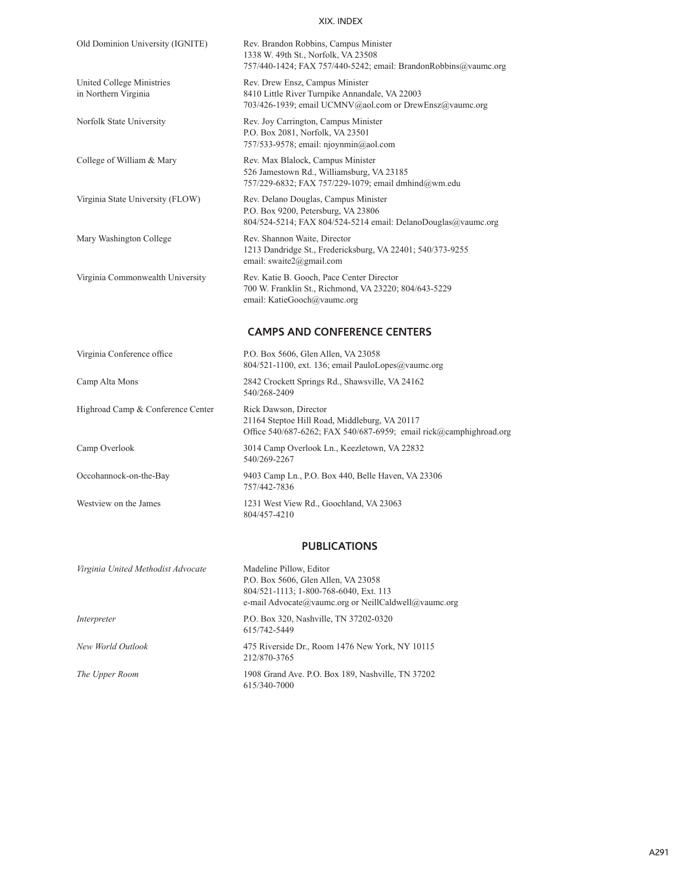| | |
|---|---|
| Old Dominion University (IGNITE) | Rev. Brandon Robbins, Campus Minister<br>1338 W. 49th St., Norfolk, VA 23508<br>757/440-1424; FAX 757/440-5242; email: BrandonRobbins@vaumc.org |
| United College Ministries in Northern Virginia | Rev. Drew Ensz, Campus Minister<br>8410 Little River Turnpike Annandale, VA 22003<br>703/426-1939; email UCMNV@aol.com or DrewEnsz@vaumc.org |
| Norfolk State University | Rev. Joy Carrington, Campus Minister<br>P.O. Box 2081, Norfolk, VA 23501<br>757/533-9578; email: njoynmin@aol.com |
| College of William & Mary | Rev. Max Blalock, Campus Minister<br>526 Jamestown Rd., Williamsburg, VA 23185<br>757/229-6832; FAX 757/229-1079; email dmhind@wm.edu |
| Virginia State University (FLOW) | Rev. Delano Douglas, Campus Minister<br>P.O. Box 9200, Petersburg, VA 23806<br>804/524-5214; FAX 804/524-5214 email: DelanoDouglas@vaumc.org |
| Mary Washington College | Rev. Shannon Waite, Director<br>1213 Dandridge St., Fredericksburg, VA 22401; 540/373-9255<br>email: swaite2@gmail.com |
| Virginia Commonwealth University | Rev. Katie B. Gooch, Pace Center Director<br>700 W. Franklin St., Richmond, VA 23220; 804/643-5229<br>email: KatieGooch@vaumc.org |

## CAMPS AND CONFERENCE CENTERS

| | |
|---|---|
| Virginia Conference office | P.O. Box 5606, Glen Allen, VA 23058<br>804/521-1100, ext. 136; email PauloLopes@vaumc.org |
| Camp Alta Mons | 2842 Crockett Springs Rd., Shawsville, VA 24162<br>540/268-2409 |
| Highroad Camp & Conference Center | Rick Dawson, Director<br>21164 Steptoe Hill Road, Middleburg, VA 20117<br>Office 540/687-6262; FAX 540/687-6959; email rick@camphighroad.org |
| Camp Overlook | 3014 Camp Overlook Ln., Keezletown, VA 22832<br>540/269-2267 |
| Occohannock-on-the-Bay | 9403 Camp Ln., P.O. Box 440, Belle Haven, VA 23306<br>757/442-7836 |
| Westview on the James | 1231 West View Rd., Goochland, VA 23063<br>804/457-4210 |

## PUBLICATIONS

| | |
|---|---|
| *Virginia United Methodist Advocate* | Madeline Pillow, Editor<br>P.O. Box 5606, Glen Allen, VA 23058<br>804/521-1113; 1-800-768-6040, Ext. 113<br>e-mail Advocate@vaumc.org or NeillCaldwell@vaumc.org |
| *Interpreter* | P.O. Box 320, Nashville, TN 37202-0320<br>615/742-5449 |
| *New World Outlook* | 475 Riverside Dr., Room 1476 New York, NY 10115<br>212/870-3765 |
| *The Upper Room* | 1908 Grand Ave. P.O. Box 189, Nashville, TN 37202<br>615/340-7000 |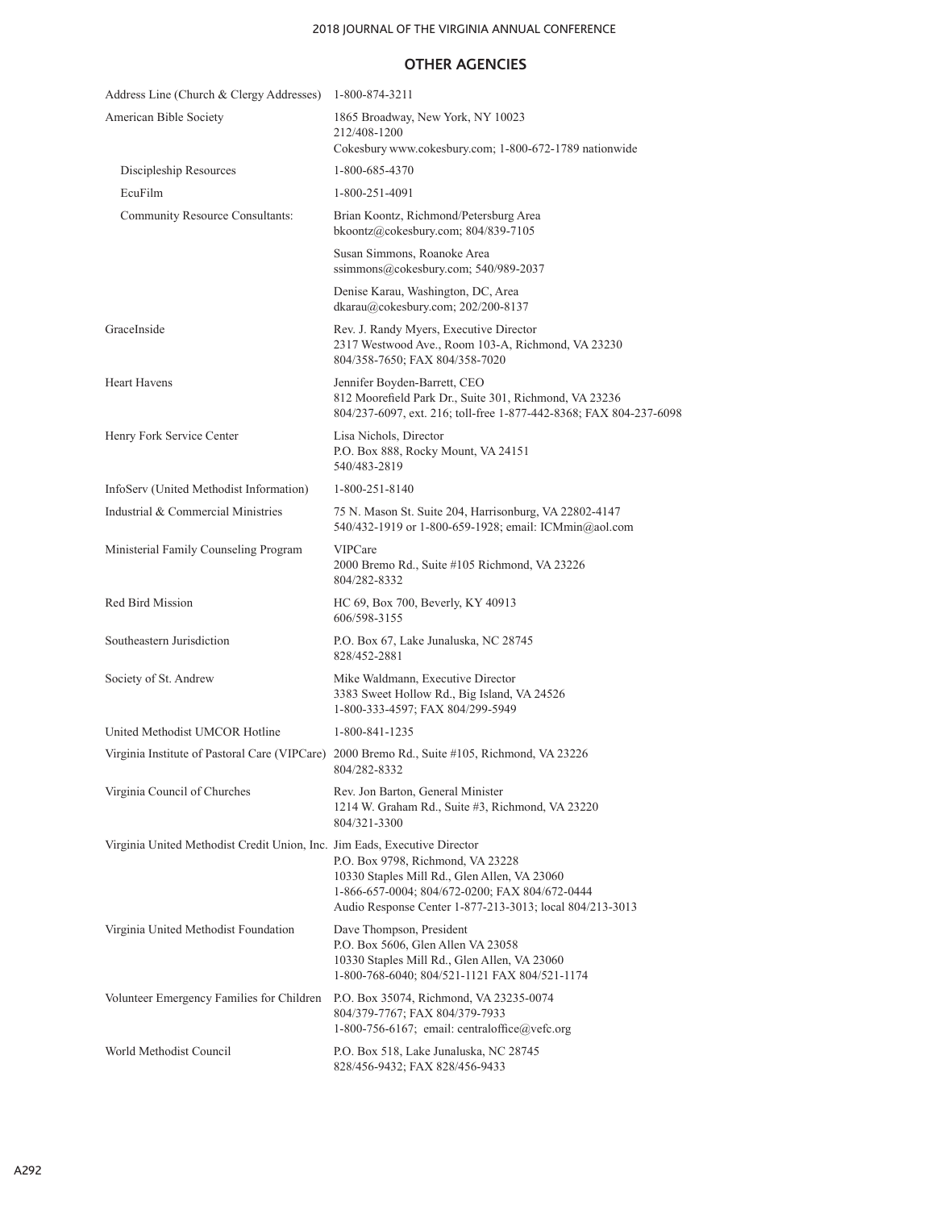## OTHER AGENCIES

| | |
|---|---|
| Address Line (Church & Clergy Addresses) | 1-800-874-3211 |
| American Bible Society | 1865 Broadway, New York, NY 10023<br>212/408-1200<br>Cokesbury www.cokesbury.com; 1-800-672-1789 nationwide |
| Discipleship Resources | 1-800-685-4370 |
| EcuFilm | 1-800-251-4091 |
| Community Resource Consultants: | Brian Koontz, Richmond/Petersburg Area<br>bkoontz@cokesbury.com; 804/839-7105 |
| | Susan Simmons, Roanoke Area<br>ssimmons@cokesbury.com; 540/989-2037 |
| | Denise Karau, Washington, DC, Area<br>dkarau@cokesbury.com; 202/200-8137 |
| GraceInside | Rev. J. Randy Myers, Executive Director<br>2317 Westwood Ave., Room 103-A, Richmond, VA 23230<br>804/358-7650; FAX 804/358-7020 |
| Heart Havens | Jennifer Boyden-Barrett, CEO<br>812 Moorefield Park Dr., Suite 301, Richmond, VA 23236<br>804/237-6097, ext. 216; toll-free 1-877-442-8368; FAX 804-237-6098 |
| Henry Fork Service Center | Lisa Nichols, Director<br>P.O. Box 888, Rocky Mount, VA 24151<br>540/483-2819 |
| InfoServ (United Methodist Information) | 1-800-251-8140 |
| Industrial & Commercial Ministries | 75 N. Mason St. Suite 204, Harrisonburg, VA 22802-4147<br>540/432-1919 or 1-800-659-1928; email: ICMmin@aol.com |
| Ministerial Family Counseling Program | VIPCare<br>2000 Bremo Rd., Suite #105 Richmond, VA 23226<br>804/282-8332 |
| Red Bird Mission | HC 69, Box 700, Beverly, KY 40913<br>606/598-3155 |
| Southeastern Jurisdiction | P.O. Box 67, Lake Junaluska, NC 28745<br>828/452-2881 |
| Society of St. Andrew | Mike Waldmann, Executive Director<br>3383 Sweet Hollow Rd., Big Island, VA 24526<br>1-800-333-4597; FAX 804/299-5949 |
| United Methodist UMCOR Hotline | 1-800-841-1235 |
| Virginia Institute of Pastoral Care (VIPCare) | 2000 Bremo Rd., Suite #105, Richmond, VA 23226<br>804/282-8332 |
| Virginia Council of Churches | Rev. Jon Barton, General Minister<br>1214 W. Graham Rd., Suite #3, Richmond, VA 23220<br>804/321-3300 |
| Virginia United Methodist Credit Union, Inc. | Jim Eads, Executive Director<br>P.O. Box 9798, Richmond, VA 23228<br>10330 Staples Mill Rd., Glen Allen, VA 23060<br>1-866-657-0004; 804/672-0200; FAX 804/672-0444<br>Audio Response Center 1-877-213-3013; local 804/213-3013 |
| Virginia United Methodist Foundation | Dave Thompson, President<br>P.O. Box 5606, Glen Allen VA 23058<br>10330 Staples Mill Rd., Glen Allen, VA 23060<br>1-800-768-6040; 804/521-1121 FAX 804/521-1174 |
| Volunteer Emergency Families for Children | P.O. Box 35074, Richmond, VA 23235-0074<br>804/379-7767; FAX 804/379-7933<br>1-800-756-6167; email: centraloffice@vefc.org |
| World Methodist Council | P.O. Box 518, Lake Junaluska, NC 28745<br>828/456-9432; FAX 828/456-9433 |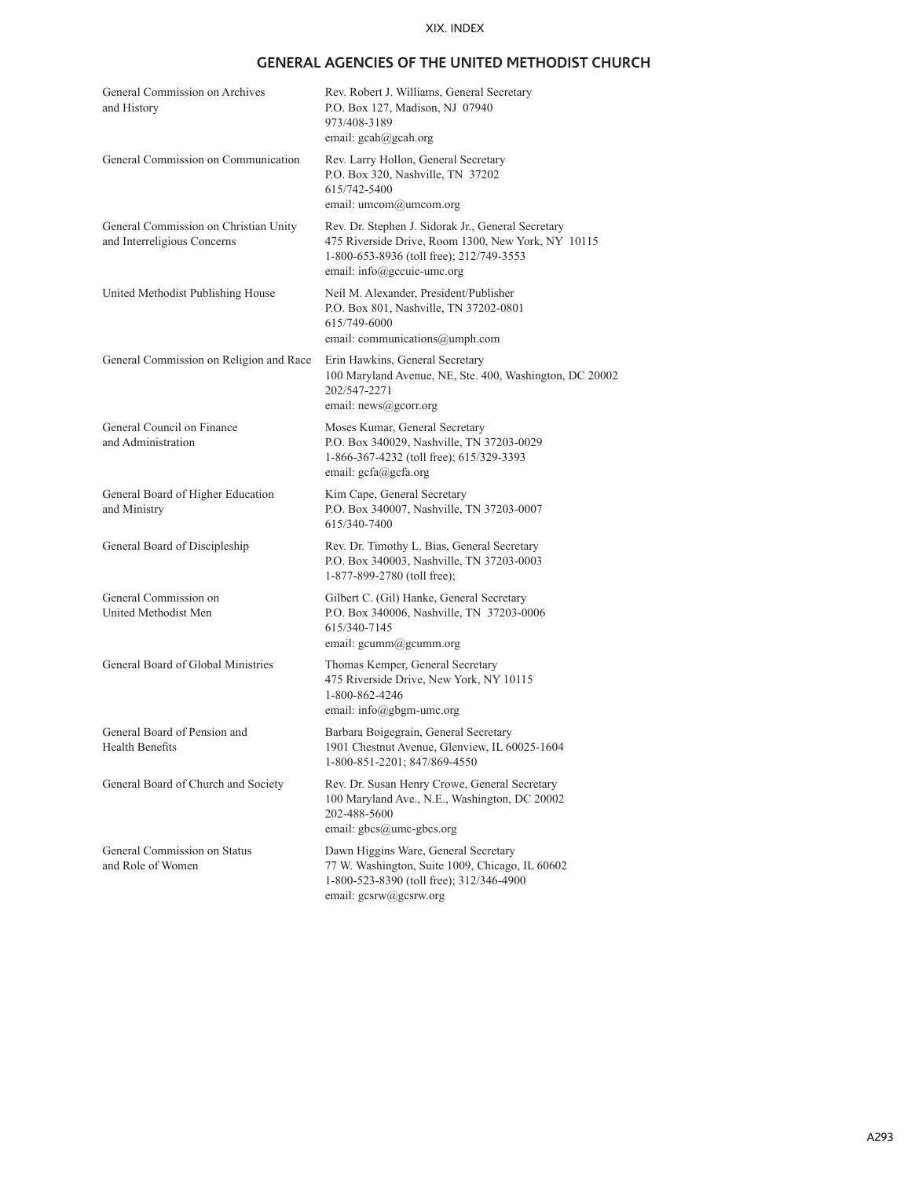## GENERAL AGENCIES OF THE UNITED METHODIST CHURCH

| | |
|---|---|
| General Commission on Archives and History | Rev. Robert J. Williams, General Secretary<br>P.O. Box 127, Madison, NJ 07940<br>973/408-3189<br>email: gcah@gcah.org |
| General Commission on Communication | Rev. Larry Hollon, General Secretary<br>P.O. Box 320, Nashville, TN 37202<br>615/742-5400<br>email: umcom@umcom.org |
| General Commission on Christian Unity and Interreligious Concerns | Rev. Dr. Stephen J. Sidorak Jr., General Secretary<br>475 Riverside Drive, Room 1300, New York, NY 10115<br>1-800-653-8936 (toll free); 212/749-3553<br>email: info@gccuic-umc.org |
| United Methodist Publishing House | Neil M. Alexander, President/Publisher<br>P.O. Box 801, Nashville, TN 37202-0801<br>615/749-6000<br>email: communications@umph.com |
| General Commission on Religion and Race | Erin Hawkins, General Secretary<br>100 Maryland Avenue, NE, Ste. 400, Washington, DC 20002<br>202/547-2271<br>email: news@gcorr.org |
| General Council on Finance and Administration | Moses Kumar, General Secretary<br>P.O. Box 340029, Nashville, TN 37203-0029<br>1-866-367-4232 (toll free); 615/329-3393<br>email: gcfa@gcfa.org |
| General Board of Higher Education and Ministry | Kim Cape, General Secretary<br>P.O. Box 340007, Nashville, TN 37203-0007<br>615/340-7400 |
| General Board of Discipleship | Rev. Dr. Timothy L. Bias, General Secretary<br>P.O. Box 340003, Nashville, TN 37203-0003<br>1-877-899-2780 (toll free); |
| General Commission on United Methodist Men | Gilbert C. (Gil) Hanke, General Secretary<br>P.O. Box 340006, Nashville, TN 37203-0006<br>615/340-7145<br>email: gcumm@gcumm.org |
| General Board of Global Ministries | Thomas Kemper, General Secretary<br>475 Riverside Drive, New York, NY 10115<br>1-800-862-4246<br>email: info@gbgm-umc.org |
| General Board of Pension and Health Benefits | Barbara Boigegrain, General Secretary<br>1901 Chestnut Avenue, Glenview, IL 60025-1604<br>1-800-851-2201; 847/869-4550 |
| General Board of Church and Society | Rev. Dr. Susan Henry Crowe, General Secretary<br>100 Maryland Ave., N.E., Washington, DC 20002<br>202-488-5600<br>email: gbcs@umc-gbcs.org |
| General Commission on Status and Role of Women | Dawn Higgins Ware, General Secretary<br>77 W. Washington, Suite 1009, Chicago, IL 60602<br>1-800-523-8390 (toll free); 312/346-4900<br>email: gcsrw@gcsrw.org |